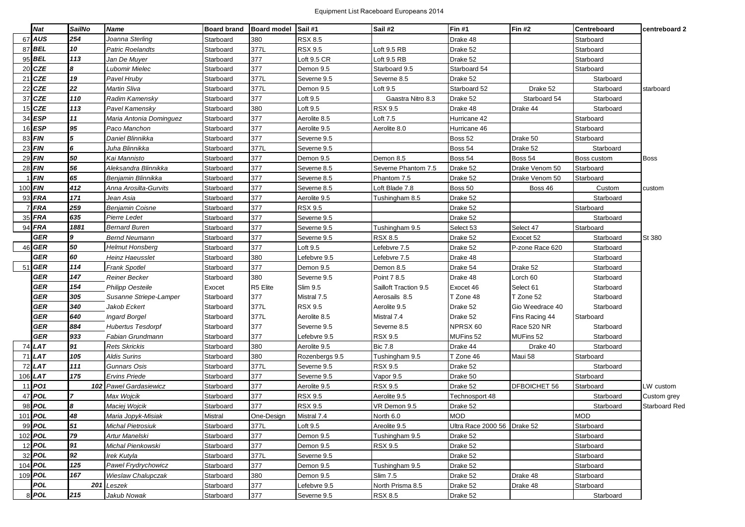# Equipment List Raceboard Europeans 2014

| | Nat | SailNo | Name | Board brand | Board model | Sail #1 | Sail #2 | Fin #1 | Fin #2 | Centreboard | centreboard 2 |
|---|---|---|---|---|---|---|---|---|---|---|---|
| 67 | AUS | 254 | Joanna Sterling | Starboard | 380 | RSX 8.5 | | Drake 48 | | Starboard | |
| 87 | BEL | 10 | Patric Roelandts | Starboard | 377L | RSX 9.5 | Loft 9.5 RB | Drake 52 | | Starboard | |
| 95 | BEL | 113 | Jan De Muyer | Starboard | 377 | Loft 9.5 CR | Loft 9.5 RB | Drake 52 | | Starboard | |
| 20 | CZE | 8 | Lubomir Mielec | Starboard | 377 | Demon 9.5 | Starboard 9.5 | Starboard 54 | | Starboard | |
| 21 | CZE | 19 | Pavel Hruby | Starboard | 377L | Severne 9.5 | Severne 8.5 | Drake 52 | | Starboard | |
| 22 | CZE | 22 | Martin Sliva | Starboard | 377L | Demon 9.5 | Loft 9.5 | Starboard 52 | Drake 52 | Starboard | starboard |
| 37 | CZE | 110 | Radim Kamensky | Starboard | 377 | Loft 9.5 | Gaastra Nitro 8.3 | Drake 52 | Starboard 54 | Starboard | |
| 15 | CZE | 113 | Pavel Kamensky | Starboard | 380 | Loft 9.5 | RSX 9.5 | Drake 48 | Drake 44 | Starboard | |
| 34 | ESP | 11 | Maria Antonia Dominguez | Starboard | 377 | Aerolite 8.5 | Loft 7.5 | Hurricane 42 | | Starboard | |
| 16 | ESP | 95 | Paco Manchon | Starboard | 377 | Aerolite 9.5 | Aerolite 8.0 | Hurricane 46 | | Starboard | |
| 83 | FIN | 5 | Daniel Blinnikka | Starboard | 377 | Severne 9.5 | | Boss 52 | Drake 50 | Starboard | |
| 23 | FIN | 6 | Juha Blinnikka | Starboard | 377L | Severne 9.5 | | Boss 54 | Drake 52 | Starboard | |
| 29 | FIN | 50 | Kai Mannisto | Starboard | 377 | Demon 9.5 | Demon 8.5 | Boss 54 | Boss 54 | Boss custom | Boss |
| 28 | FIN | 56 | Aleksandra Blinnikka | Starboard | 377 | Severne 8.5 | Severne Phantom 7.5 | Drake 52 | Drake Venom 50 | Starboard | |
| 1 | FIN | 65 | Benjamin Blinnikka | Starboard | 377 | Severne 8.5 | Phantom 7.5 | Drake 52 | Drake Venom 50 | Starboard | |
| 100 | FIN | 412 | Anna Arosilta-Gurvits | Starboard | 377 | Severne 8.5 | Loft Blade 7.8 | Boss 50 | Boss 46 | Custom | custom |
| 93 | FRA | 171 | Jean Asia | Starboard | 377 | Aerolite 9.5 | Tushingham 8.5 | Drake 52 | | Starboard | |
| 7 | FRA | 259 | Benjamin Coisne | Starboard | 377 | RSX 9.5 | | Drake 52 | | Starboard | |
| 35 | FRA | 635 | Pierre Ledet | Starboard | 377 | Severne 9.5 | | Drake 52 | | Starboard | |
| 94 | FRA | 1881 | Bernard Buren | Starboard | 377 | Severne 9.5 | Tushingham 9.5 | Select 53 | Select 47 | Starboard | |
| | GER | 9 | Bernd Neumann | Starboard | 377 | Severne 9.5 | RSX 8.5 | Drake 52 | Exocet 52 | Starboard | St 380 |
| 46 | GER | 50 | Helmut Honsberg | Starboard | 377 | Loft 9.5 | Lefebvre 7.5 | Drake 52 | P-zone Race 620 | Starboard | |
| | GER | 60 | Heinz Haeusslet | Starboard | 380 | Lefebvre 9.5 | Lefebvre 7.5 | Drake 48 | | Starboard | |
| 51 | GER | 114 | Frank Spotlel | Starboard | 377 | Demon 9.5 | Demon 8.5 | Drake 54 | Drake 52 | Starboard | |
| | GER | 147 | Reiner Becker | Starboard | 380 | Severne 9.5 | Point 7 8.5 | Drake 48 | Lorch 60 | Starboard | |
| | GER | 154 | Philipp Oesteile | Exocet | R5 Elite | Slim 9.5 | Sailloft Traction 9.5 | Exocet 46 | Select 61 | Starboard | |
| | GER | 305 | Susanne Striepe-Lamper | Starboard | 377 | Mistral 7.5 | Aerosails 8.5 | T Zone 48 | T Zone 52 | Starboard | |
| | GER | 340 | Jakob Eckert | Starboard | 377L | RSX 9.5 | Aerolite 9.5 | Drake 52 | Gio Weedrace 40 | Starboard | |
| | GER | 640 | Ingard Borgel | Starboard | 377L | Aerolite 8.5 | Mistral 7.4 | Drake 52 | Fins Racing 44 | Starboard | |
| | GER | 884 | Hubertus Tesdorpf | Starboard | 377 | Severne 9.5 | Severne 8.5 | NPRSX 60 | Race 520 NR | Starboard | |
| | GER | 933 | Fabian Grundmann | Starboard | 377 | Lefebvre 9.5 | RSX 9.5 | MUFins 52 | MUFins 52 | Starboard | |
| 74 | LAT | 91 | Rets Skrickis | Starboard | 380 | Aerolite 9.5 | Bic 7.8 | Drake 44 | Drake 40 | Starboard | |
| 71 | LAT | 105 | Aldis Surins | Starboard | 380 | Rozenbergs 9.5 | Tushingham 9.5 | T Zone 46 | Maui 58 | Starboard | |
| 72 | LAT | 111 | Gunnars Osis | Starboard | 377L | Severne 9.5 | RSX 9.5 | Drake 52 | | Starboard | |
| 106 | LAT | 175 | Ervins Priede | Starboard | 377 | Severne 9.5 | Vapor 9.5 | Drake 50 | | Starboard | |
| 11 | PO1 | 102 | Pawel Gardasiewicz | Starboard | 377 | Aerolite 9.5 | RSX 9.5 | Drake 52 | DFBOICHET 56 | Starboard | LW custom |
| 47 | POL | 7 | Max Wojcik | Starboard | 377 | RSX 9.5 | Aerolite 9.5 | Technosport 48 | | Starboard | Custom grey |
| 98 | POL | 8 | Maciej Wojcik | Starboard | 377 | RSX 9.5 | VR Demon 9.5 | Drake 52 | | Starboard | Starboard Red |
| 101 | POL | 48 | Maria Jopyk-Misiak | Mistral | One-Design | Mistral 7.4 | North 6.0 | MOD | | MOD | |
| 99 | POL | 51 | Michal Pietrosiuk | Starboard | 377L | Loft 9.5 | Areolite 9.5 | Ultra Race 2000 56 | Drake 52 | Starboard | |
| 102 | POL | 79 | Artur Manelski | Starboard | 377 | Demon 9.5 | Tushingham 9.5 | Drake 52 | | Starboard | |
| 12 | POL | 91 | Michal Pienkowski | Starboard | 377 | Demon 9.5 | RSX 9.5 | Drake 52 | | Starboard | |
| 32 | POL | 92 | Irek Kutyla | Starboard | 377L | Severne 9.5 | | Drake 52 | | Starboard | |
| 104 | POL | 125 | Pawel Frydrychowicz | Starboard | 377 | Demon 9.5 | Tushingham 9.5 | Drake 52 | | Starboard | |
| 109 | POL | 167 | Wieslaw Chalupczak | Starboard | 380 | Demon 9.5 | Slim 7.5 | Drake 52 | Drake 48 | Starboard | |
| | POL | 201 | Leszek | Starboard | 377 | Lefebvre 9.5 | North Prisma 8.5 | Drake 52 | Drake 48 | Starboard | |
| 8 | POL | 215 | Jakub Nowak | Starboard | 377 | Severne 9.5 | RSX 8.5 | Drake 52 | | Starboard | |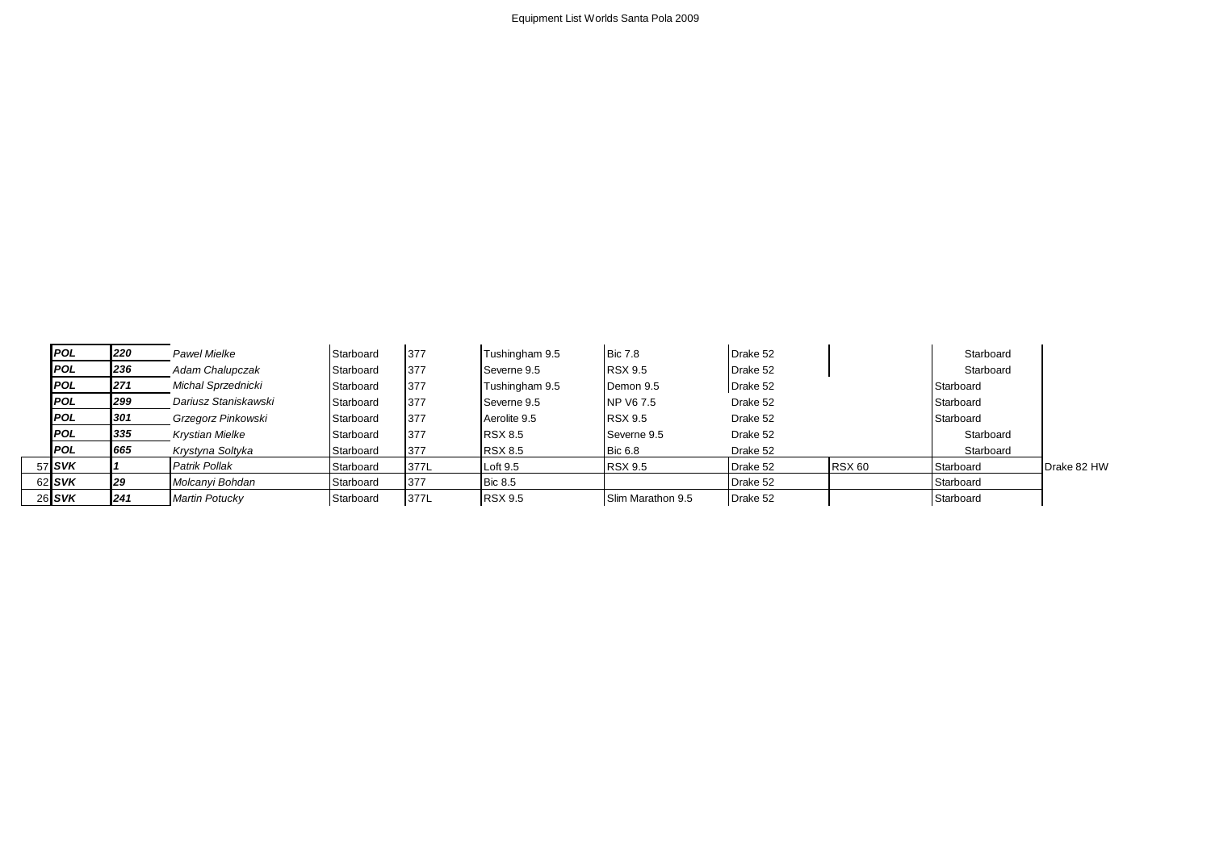| | | | | | | | | | | | |
|---|---|---|---|---|---|---|---|---|---|---|---|
| | ***POL*** | ***220*** | *Pawel Mielke* | Starboard | 377 | Tushingham 9.5 | Bic 7.8 | Drake 52 | | Starboard | |
| | ***POL*** | ***236*** | *Adam Chalupczak* | Starboard | 377 | Severne 9.5 | RSX 9.5 | Drake 52 | | Starboard | |
| | ***POL*** | ***271*** | *Michal Sprzednicki* | Starboard | 377 | Tushingham 9.5 | Demon 9.5 | Drake 52 | | Starboard | |
| | ***POL*** | ***299*** | *Dariusz Staniskawski* | Starboard | 377 | Severne 9.5 | NP V6 7.5 | Drake 52 | | Starboard | |
| | ***POL*** | ***301*** | *Grzegorz Pinkowski* | Starboard | 377 | Aerolite 9.5 | RSX 9.5 | Drake 52 | | Starboard | |
| | ***POL*** | ***335*** | *Krystian Mielke* | Starboard | 377 | RSX 8.5 | Severne 9.5 | Drake 52 | | Starboard | |
| | ***POL*** | ***665*** | *Krystyna Soltyka* | Starboard | 377 | RSX 8.5 | Bic 6.8 | Drake 52 | | Starboard | |
| 57 | ***SVK*** | ***1*** | *Patrik Pollak* | Starboard | 377L | Loft 9.5 | RSX 9.5 | Drake 52 | RSX 60 | Starboard | Drake 82 HW |
| 62 | ***SVK*** | ***29*** | *Molcanyi Bohdan* | Starboard | 377 | Bic 8.5 | | Drake 52 | | Starboard | |
| 26 | ***SVK*** | ***241*** | *Martin Potucky* | Starboard | 377L | RSX 9.5 | Slim Marathon 9.5 | Drake 52 | | Starboard | |